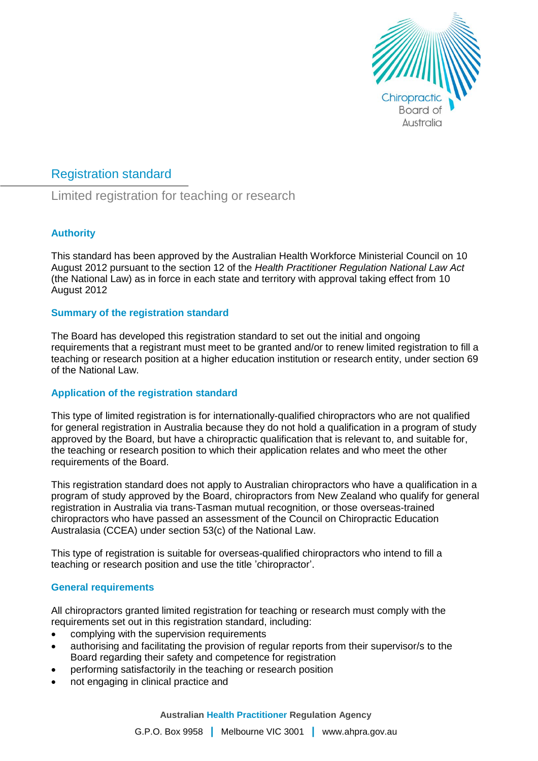# Registration standard

## Limited registration for teaching or research

### Authority

This standard has been approved by the Australian Health Workforce Ministerial Council on 10 August 2012 pursuant to the section 12 of the *Health Practitioner Regulation National Law Act* (the National Law) as in force in each state and territory with approval taking effect from 10 August 2012

### Summary of the registration standard

The Board has developed this registration standard to set out the initial and ongoing requirements that a registrant must meet to be granted and/or to renew limited registration to fill a teaching or research position at a higher education institution or research entity, under section 69 of the National Law.

### Application of the registration standard

This type of limited registration is for internationally-qualified chiropractors who are not qualified for general registration in Australia because they do not hold a qualification in a program of study approved by the Board, but have a chiropractic qualification that is relevant to, and suitable for, the teaching or research position to which their application relates and who meet the other requirements of the Board.

This registration standard does not apply to Australian chiropractors who have a qualification in a program of study approved by the Board, chiropractors from New Zealand who qualify for general registration in Australia via trans-Tasman mutual recognition, or those overseas-trained chiropractors who have passed an assessment of the Council on Chiropractic Education Australasia (CCEA) under section 53(c) of the National Law.

This type of registration is suitable for overseas-qualified chiropractors who intend to fill a teaching or research position and use the title 'chiropractor'.

### General requirements

All chiropractors granted limited registration for teaching or research must comply with the requirements set out in this registration standard, including:

- complying with the supervision requirements
- authorising and facilitating the provision of regular reports from their supervisor/s to the Board regarding their safety and competence for registration
- performing satisfactorily in the teaching or research position
- not engaging in clinical practice and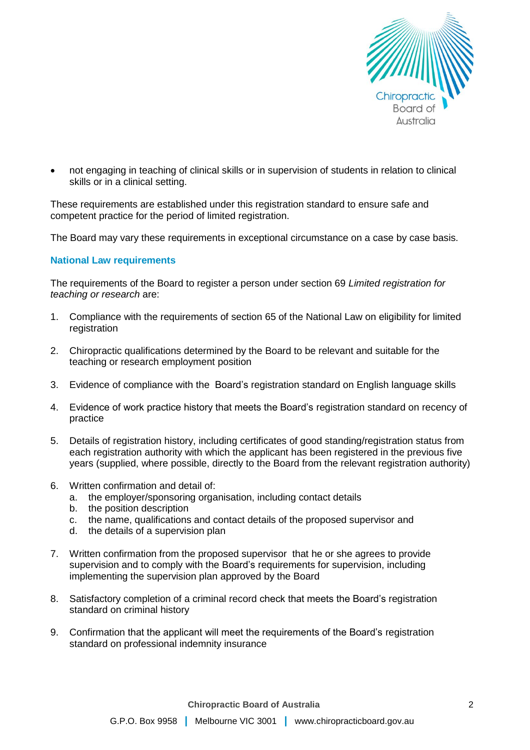- not engaging in teaching of clinical skills or in supervision of students in relation to clinical skills or in a clinical setting.

These requirements are established under this registration standard to ensure safe and competent practice for the period of limited registration.

The Board may vary these requirements in exceptional circumstance on a case by case basis.

## National Law requirements

The requirements of the Board to register a person under section 69 *Limited registration for teaching or research* are:

1. Compliance with the requirements of section 65 of the National Law on eligibility for limited registration

2. Chiropractic qualifications determined by the Board to be relevant and suitable for the teaching or research employment position

3. Evidence of compliance with the Board's registration standard on English language skills

4. Evidence of work practice history that meets the Board's registration standard on recency of practice

5. Details of registration history, including certificates of good standing/registration status from each registration authority with which the applicant has been registered in the previous five years (supplied, where possible, directly to the Board from the relevant registration authority)

6. Written confirmation and detail of:
   a. the employer/sponsoring organisation, including contact details
   b. the position description
   c. the name, qualifications and contact details of the proposed supervisor and
   d. the details of a supervision plan

7. Written confirmation from the proposed supervisor that he or she agrees to provide supervision and to comply with the Board's requirements for supervision, including implementing the supervision plan approved by the Board

8. Satisfactory completion of a criminal record check that meets the Board's registration standard on criminal history

9. Confirmation that the applicant will meet the requirements of the Board's registration standard on professional indemnity insurance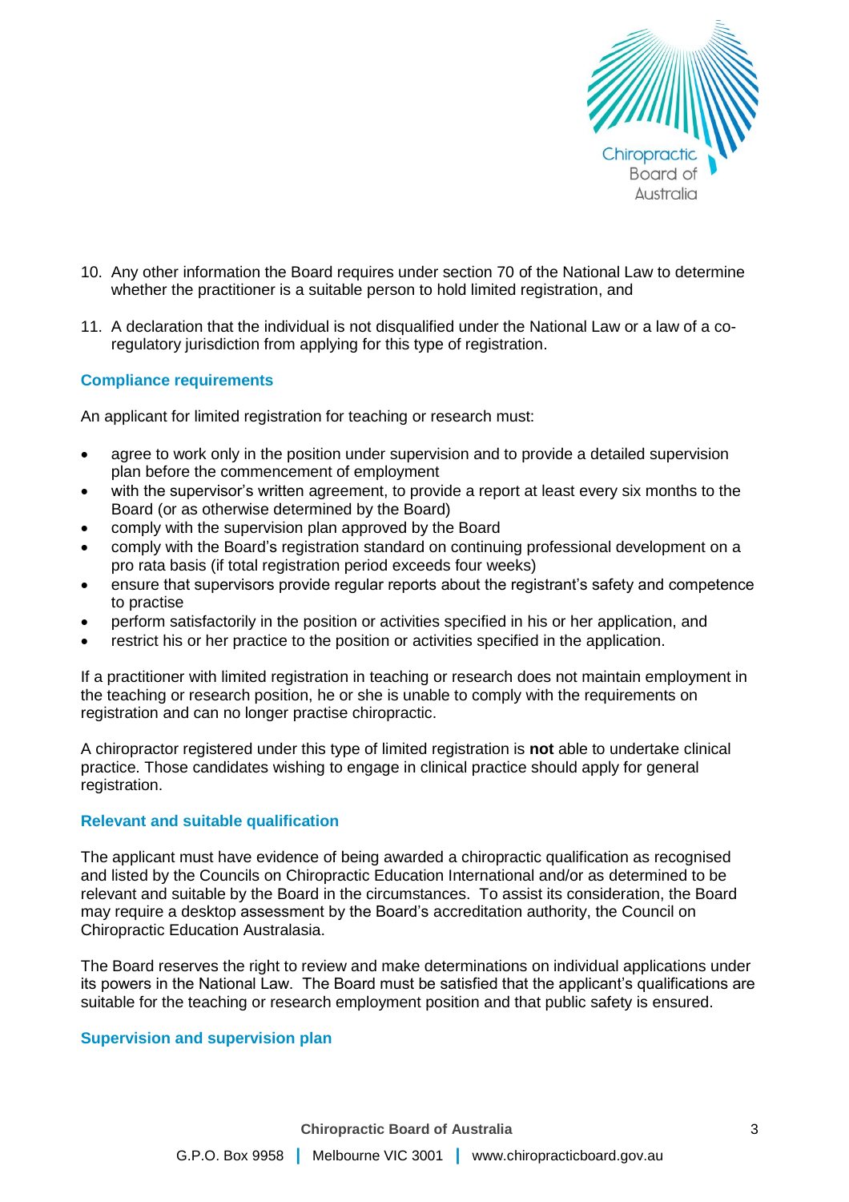10. Any other information the Board requires under section 70 of the National Law to determine whether the practitioner is a suitable person to hold limited registration, and

11. A declaration that the individual is not disqualified under the National Law or a law of a co-regulatory jurisdiction from applying for this type of registration.

### Compliance requirements

An applicant for limited registration for teaching or research must:

- agree to work only in the position under supervision and to provide a detailed supervision plan before the commencement of employment
- with the supervisor's written agreement, to provide a report at least every six months to the Board (or as otherwise determined by the Board)
- comply with the supervision plan approved by the Board
- comply with the Board's registration standard on continuing professional development on a pro rata basis (if total registration period exceeds four weeks)
- ensure that supervisors provide regular reports about the registrant's safety and competence to practise
- perform satisfactorily in the position or activities specified in his or her application, and
- restrict his or her practice to the position or activities specified in the application.

If a practitioner with limited registration in teaching or research does not maintain employment in the teaching or research position, he or she is unable to comply with the requirements on registration and can no longer practise chiropractic.

A chiropractor registered under this type of limited registration is **not** able to undertake clinical practice. Those candidates wishing to engage in clinical practice should apply for general registration.

### Relevant and suitable qualification

The applicant must have evidence of being awarded a chiropractic qualification as recognised and listed by the Councils on Chiropractic Education International and/or as determined to be relevant and suitable by the Board in the circumstances. To assist its consideration, the Board may require a desktop assessment by the Board's accreditation authority, the Council on Chiropractic Education Australasia.

The Board reserves the right to review and make determinations on individual applications under its powers in the National Law. The Board must be satisfied that the applicant's qualifications are suitable for the teaching or research employment position and that public safety is ensured.

### Supervision and supervision plan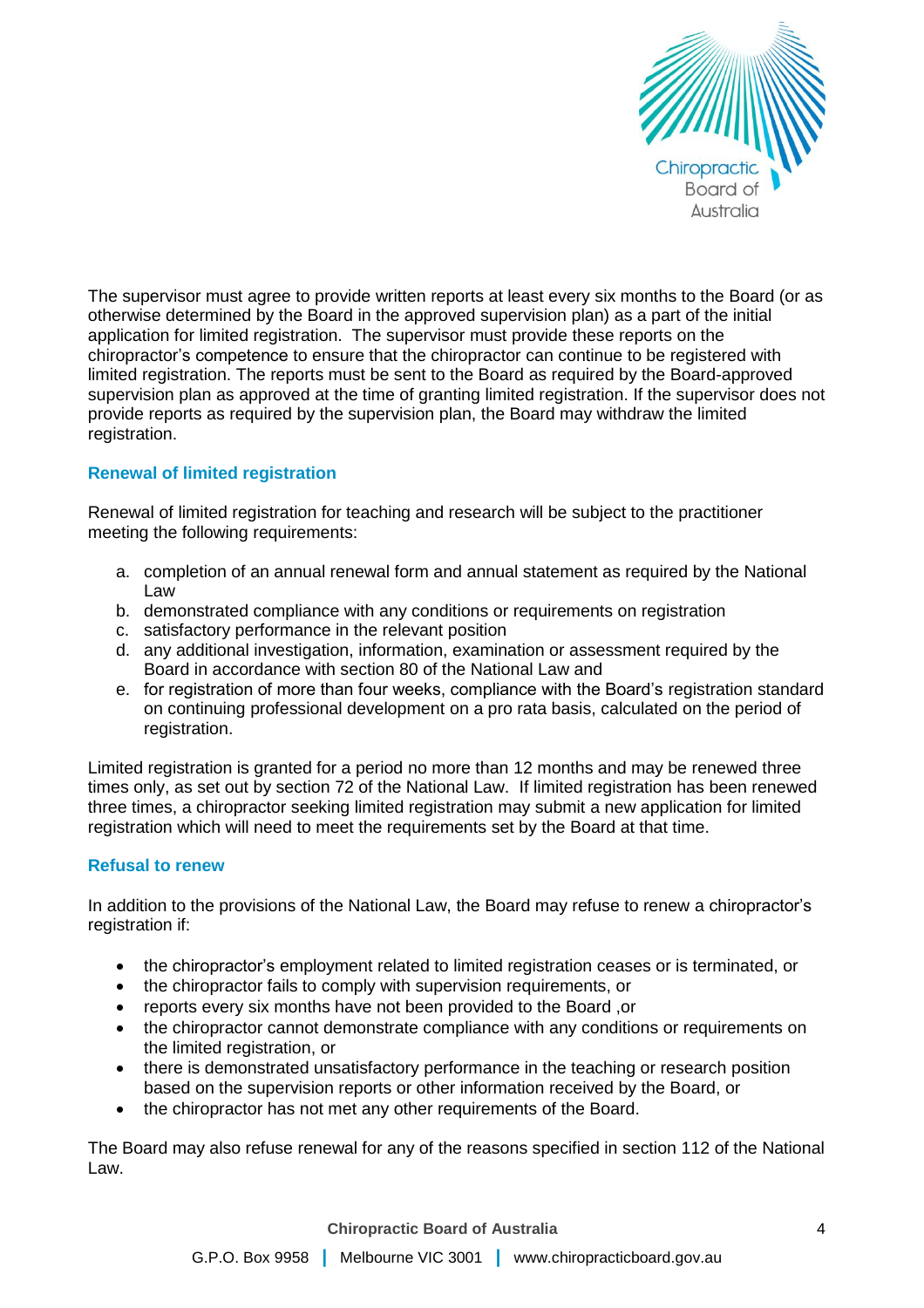The supervisor must agree to provide written reports at least every six months to the Board (or as otherwise determined by the Board in the approved supervision plan) as a part of the initial application for limited registration. The supervisor must provide these reports on the chiropractor's competence to ensure that the chiropractor can continue to be registered with limited registration. The reports must be sent to the Board as required by the Board-approved supervision plan as approved at the time of granting limited registration. If the supervisor does not provide reports as required by the supervision plan, the Board may withdraw the limited registration.

### Renewal of limited registration

Renewal of limited registration for teaching and research will be subject to the practitioner meeting the following requirements:

a. completion of an annual renewal form and annual statement as required by the National Law
b. demonstrated compliance with any conditions or requirements on registration
c. satisfactory performance in the relevant position
d. any additional investigation, information, examination or assessment required by the Board in accordance with section 80 of the National Law and
e. for registration of more than four weeks, compliance with the Board's registration standard on continuing professional development on a pro rata basis, calculated on the period of registration.

Limited registration is granted for a period no more than 12 months and may be renewed three times only, as set out by section 72 of the National Law. If limited registration has been renewed three times, a chiropractor seeking limited registration may submit a new application for limited registration which will need to meet the requirements set by the Board at that time.

### Refusal to renew

In addition to the provisions of the National Law, the Board may refuse to renew a chiropractor's registration if:

- the chiropractor's employment related to limited registration ceases or is terminated, or
- the chiropractor fails to comply with supervision requirements, or
- reports every six months have not been provided to the Board ,or
- the chiropractor cannot demonstrate compliance with any conditions or requirements on the limited registration, or
- there is demonstrated unsatisfactory performance in the teaching or research position based on the supervision reports or other information received by the Board, or
- the chiropractor has not met any other requirements of the Board.

The Board may also refuse renewal for any of the reasons specified in section 112 of the National Law.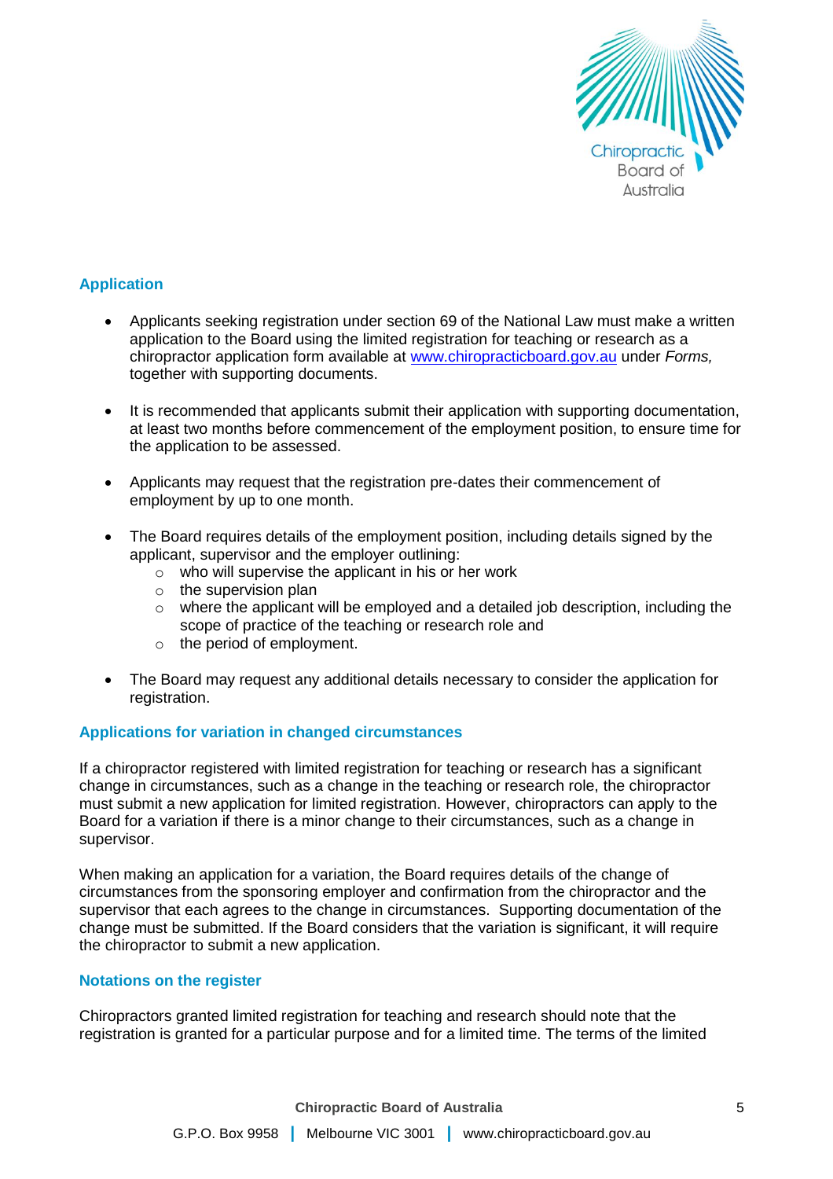## Application

- Applicants seeking registration under section 69 of the National Law must make a written application to the Board using the limited registration for teaching or research as a chiropractor application form available at [www.chiropracticboard.gov.au](http://www.chiropracticboard.gov.au) under *Forms,* together with supporting documents.

- It is recommended that applicants submit their application with supporting documentation, at least two months before commencement of the employment position, to ensure time for the application to be assessed.

- Applicants may request that the registration pre-dates their commencement of employment by up to one month.

- The Board requires details of the employment position, including details signed by the applicant, supervisor and the employer outlining:
  - who will supervise the applicant in his or her work
  - the supervision plan
  - where the applicant will be employed and a detailed job description, including the scope of practice of the teaching or research role and
  - the period of employment.

- The Board may request any additional details necessary to consider the application for registration.

## Applications for variation in changed circumstances

If a chiropractor registered with limited registration for teaching or research has a significant change in circumstances, such as a change in the teaching or research role, the chiropractor must submit a new application for limited registration. However, chiropractors can apply to the Board for a variation if there is a minor change to their circumstances, such as a change in supervisor.

When making an application for a variation, the Board requires details of the change of circumstances from the sponsoring employer and confirmation from the chiropractor and the supervisor that each agrees to the change in circumstances. Supporting documentation of the change must be submitted. If the Board considers that the variation is significant, it will require the chiropractor to submit a new application.

## Notations on the register

Chiropractors granted limited registration for teaching and research should note that the registration is granted for a particular purpose and for a limited time. The terms of the limited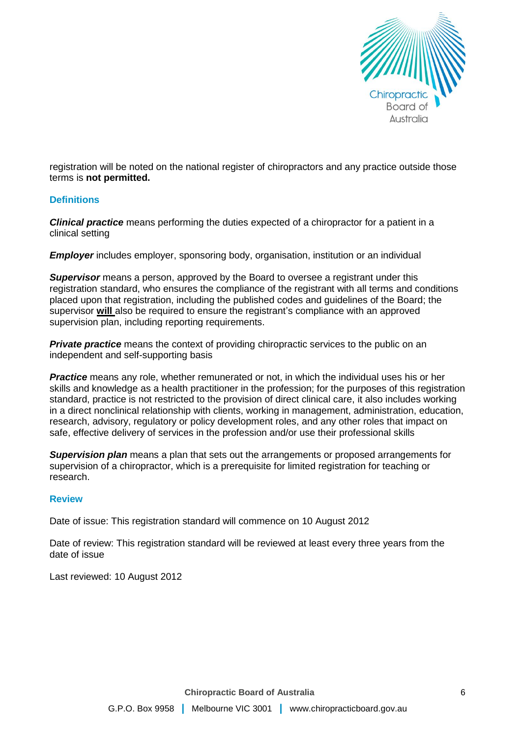registration will be noted on the national register of chiropractors and any practice outside those terms is **not permitted.**

## Definitions

***Clinical practice*** means performing the duties expected of a chiropractor for a patient in a clinical setting

***Employer*** includes employer, sponsoring body, organisation, institution or an individual

***Supervisor*** means a person, approved by the Board to oversee a registrant under this registration standard, who ensures the compliance of the registrant with all terms and conditions placed upon that registration, including the published codes and guidelines of the Board; the supervisor **will** also be required to ensure the registrant's compliance with an approved supervision plan, including reporting requirements.

***Private practice*** means the context of providing chiropractic services to the public on an independent and self-supporting basis

***Practice*** means any role, whether remunerated or not, in which the individual uses his or her skills and knowledge as a health practitioner in the profession; for the purposes of this registration standard, practice is not restricted to the provision of direct clinical care, it also includes working in a direct nonclinical relationship with clients, working in management, administration, education, research, advisory, regulatory or policy development roles, and any other roles that impact on safe, effective delivery of services in the profession and/or use their professional skills

***Supervision plan*** means a plan that sets out the arrangements or proposed arrangements for supervision of a chiropractor, which is a prerequisite for limited registration for teaching or research.

## Review

Date of issue: This registration standard will commence on 10 August 2012

Date of review: This registration standard will be reviewed at least every three years from the date of issue

Last reviewed: 10 August 2012